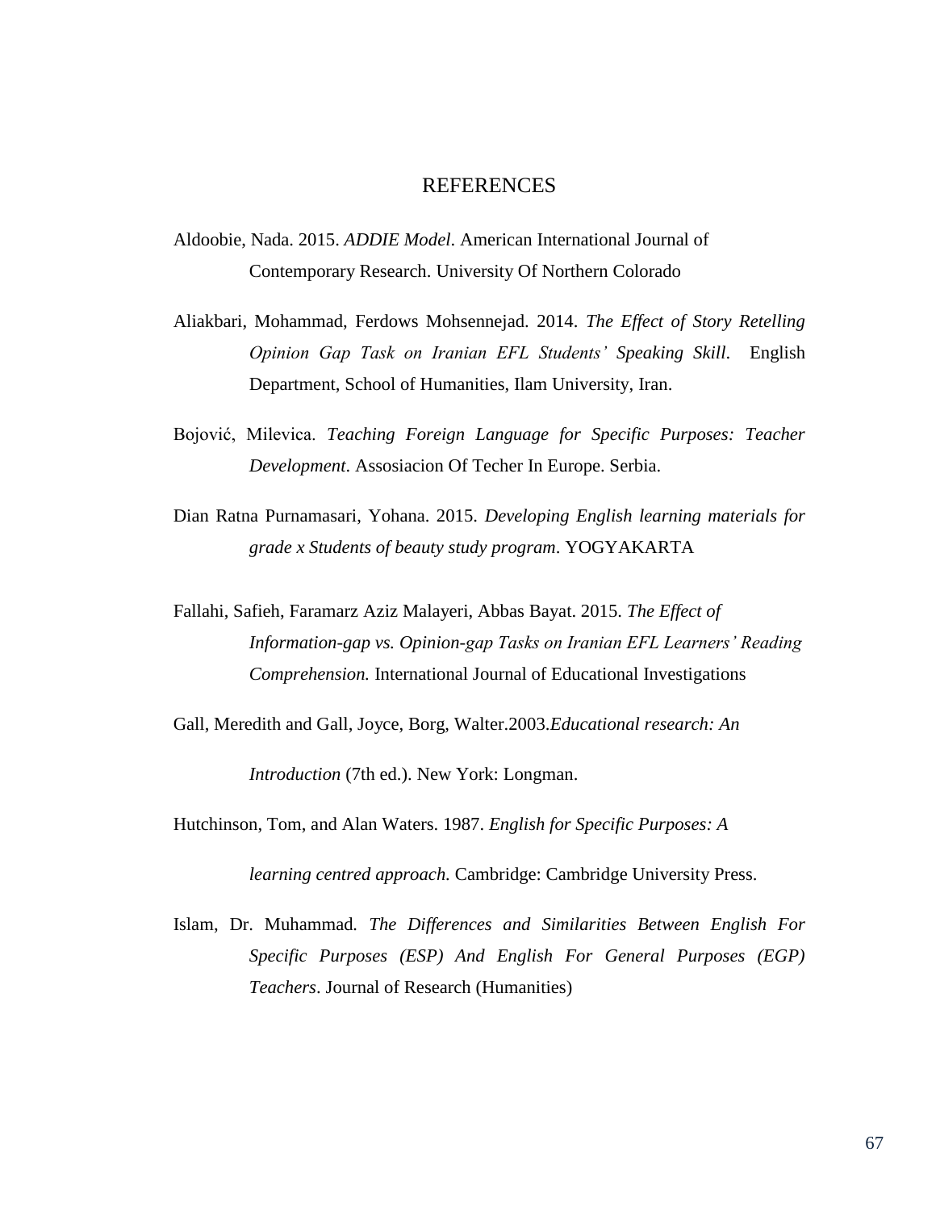# REFERENCES

Aldoobie, Nada. 2015. *ADDIE Model*. American International Journal of Contemporary Research. University Of Northern Colorado

Aliakbari, Mohammad, Ferdows Mohsennejad. 2014. *The Effect of Story Retelling Opinion Gap Task on Iranian EFL Students' Speaking Skill*. English Department, School of Humanities, Ilam University, Iran.

Bojović, Milevica. *Teaching Foreign Language for Specific Purposes: Teacher Development*. Assosiacion Of Techer In Europe. Serbia.

Dian Ratna Purnamasari, Yohana. 2015. *Developing English learning materials for grade x Students of beauty study program*. YOGYAKARTA

Fallahi, Safieh, Faramarz Aziz Malayeri, Abbas Bayat. 2015. *The Effect of Information-gap vs. Opinion-gap Tasks on Iranian EFL Learners' Reading Comprehension.* International Journal of Educational Investigations

Gall, Meredith and Gall, Joyce, Borg, Walter.2003.*Educational research: An Introduction* (7th ed.). New York: Longman.

Hutchinson, Tom, and Alan Waters. 1987. *English for Specific Purposes: A learning centred approach.* Cambridge: Cambridge University Press.

Islam, Dr. Muhammad. *The Differences and Similarities Between English For Specific Purposes (ESP) And English For General Purposes (EGP) Teachers*. Journal of Research (Humanities)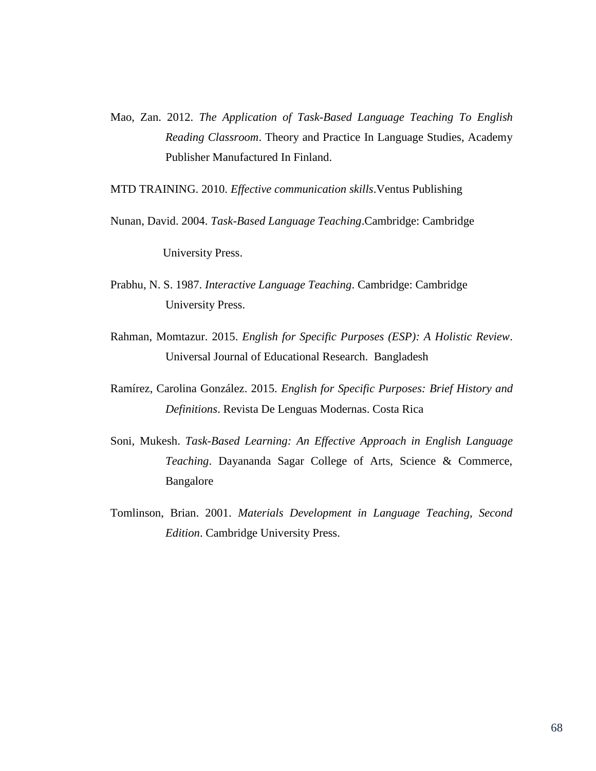Mao, Zan. 2012. *The Application of Task-Based Language Teaching To English Reading Classroom*. Theory and Practice In Language Studies, Academy Publisher Manufactured In Finland.

MTD TRAINING. 2010. *Effective communication skills*.Ventus Publishing

Nunan, David. 2004. *Task-Based Language Teaching*.Cambridge: Cambridge University Press.

Prabhu, N. S. 1987. *Interactive Language Teaching*. Cambridge: Cambridge University Press.

Rahman, Momtazur. 2015. *English for Specific Purposes (ESP): A Holistic Review*. Universal Journal of Educational Research. Bangladesh

Ramírez, Carolina González. 2015. *English for Specific Purposes: Brief History and Definitions*. Revista De Lenguas Modernas. Costa Rica

Soni, Mukesh. *Task-Based Learning: An Effective Approach in English Language Teaching*. Dayananda Sagar College of Arts, Science & Commerce, Bangalore

Tomlinson, Brian. 2001. *Materials Development in Language Teaching, Second Edition*. Cambridge University Press.